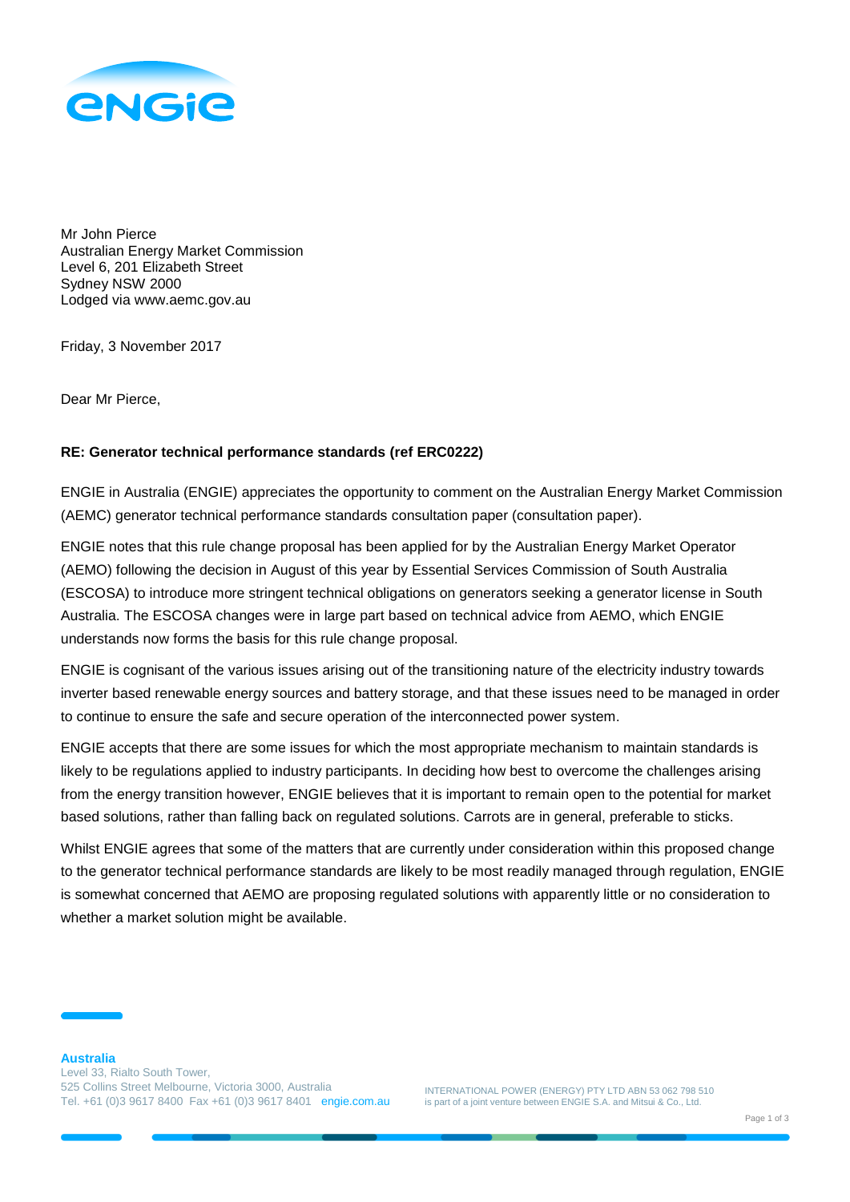Mr John Pierce
Australian Energy Market Commission
Level 6, 201 Elizabeth Street
Sydney NSW 2000
Lodged via www.aemc.gov.au

Friday, 3 November 2017

Dear Mr Pierce,

**RE: Generator technical performance standards (ref ERC0222)**

ENGIE in Australia (ENGIE) appreciates the opportunity to comment on the Australian Energy Market Commission (AEMC) generator technical performance standards consultation paper (consultation paper).

ENGIE notes that this rule change proposal has been applied for by the Australian Energy Market Operator (AEMO) following the decision in August of this year by Essential Services Commission of South Australia (ESCOSA) to introduce more stringent technical obligations on generators seeking a generator license in South Australia. The ESCOSA changes were in large part based on technical advice from AEMO, which ENGIE understands now forms the basis for this rule change proposal.

ENGIE is cognisant of the various issues arising out of the transitioning nature of the electricity industry towards inverter based renewable energy sources and battery storage, and that these issues need to be managed in order to continue to ensure the safe and secure operation of the interconnected power system.

ENGIE accepts that there are some issues for which the most appropriate mechanism to maintain standards is likely to be regulations applied to industry participants. In deciding how best to overcome the challenges arising from the energy transition however, ENGIE believes that it is important to remain open to the potential for market based solutions, rather than falling back on regulated solutions. Carrots are in general, preferable to sticks.

Whilst ENGIE agrees that some of the matters that are currently under consideration within this proposed change to the generator technical performance standards are likely to be most readily managed through regulation, ENGIE is somewhat concerned that AEMO are proposing regulated solutions with apparently little or no consideration to whether a market solution might be available.

**Australia**
Level 33, Rialto South Tower,
525 Collins Street Melbourne, Victoria 3000, Australia
Tel. +61 (0)3 9617 8400 Fax +61 (0)3 9617 8401 engie.com.au

INTERNATIONAL POWER (ENERGY) PTY LTD ABN 53 062 798 510
is part of a joint venture between ENGIE S.A. and Mitsui & Co., Ltd.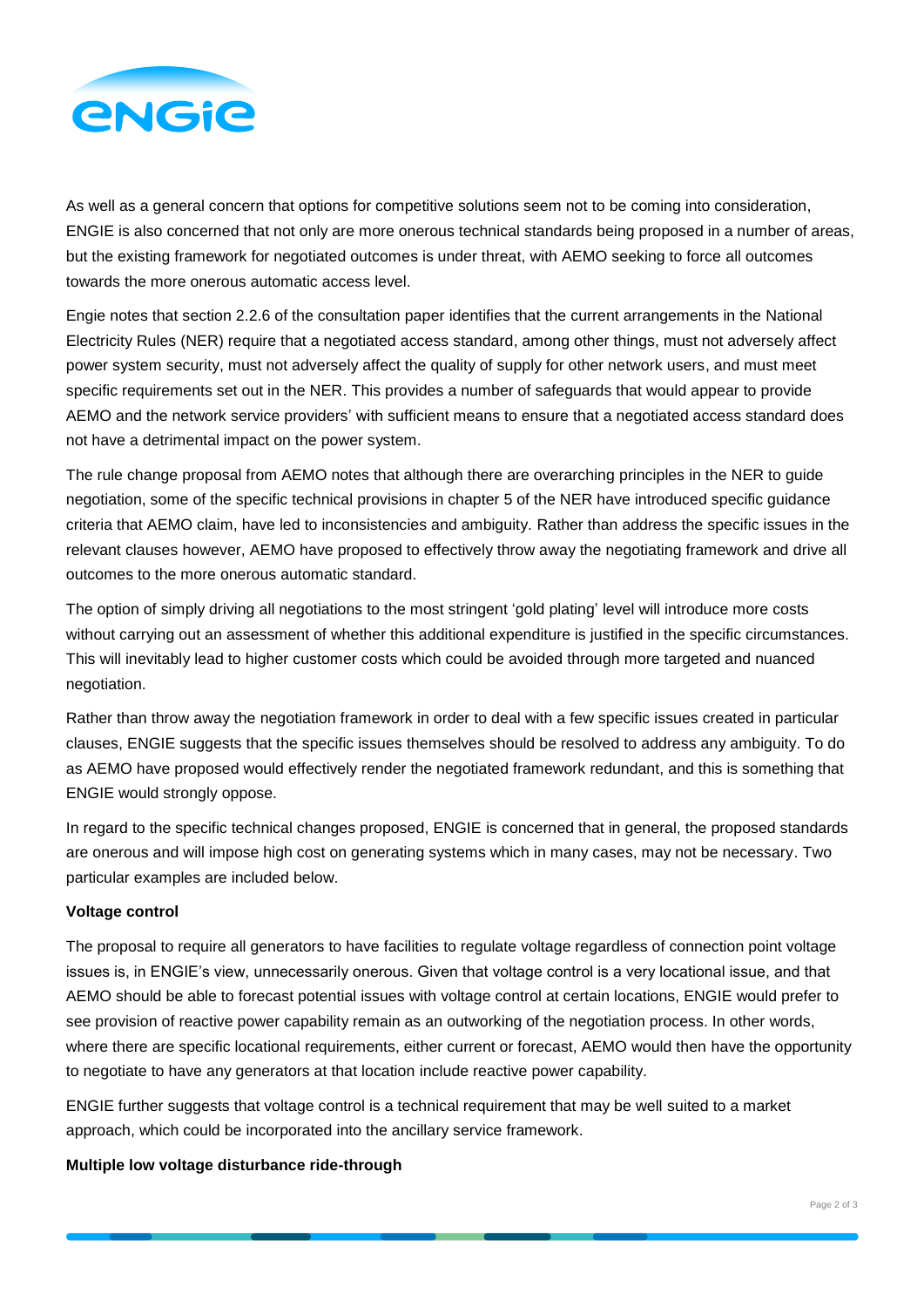As well as a general concern that options for competitive solutions seem not to be coming into consideration, ENGIE is also concerned that not only are more onerous technical standards being proposed in a number of areas, but the existing framework for negotiated outcomes is under threat, with AEMO seeking to force all outcomes towards the more onerous automatic access level.

Engie notes that section 2.2.6 of the consultation paper identifies that the current arrangements in the National Electricity Rules (NER) require that a negotiated access standard, among other things, must not adversely affect power system security, must not adversely affect the quality of supply for other network users, and must meet specific requirements set out in the NER. This provides a number of safeguards that would appear to provide AEMO and the network service providers' with sufficient means to ensure that a negotiated access standard does not have a detrimental impact on the power system.

The rule change proposal from AEMO notes that although there are overarching principles in the NER to guide negotiation, some of the specific technical provisions in chapter 5 of the NER have introduced specific guidance criteria that AEMO claim, have led to inconsistencies and ambiguity. Rather than address the specific issues in the relevant clauses however, AEMO have proposed to effectively throw away the negotiating framework and drive all outcomes to the more onerous automatic standard.

The option of simply driving all negotiations to the most stringent 'gold plating' level will introduce more costs without carrying out an assessment of whether this additional expenditure is justified in the specific circumstances. This will inevitably lead to higher customer costs which could be avoided through more targeted and nuanced negotiation.

Rather than throw away the negotiation framework in order to deal with a few specific issues created in particular clauses, ENGIE suggests that the specific issues themselves should be resolved to address any ambiguity. To do as AEMO have proposed would effectively render the negotiated framework redundant, and this is something that ENGIE would strongly oppose.

In regard to the specific technical changes proposed, ENGIE is concerned that in general, the proposed standards are onerous and will impose high cost on generating systems which in many cases, may not be necessary. Two particular examples are included below.

**Voltage control**

The proposal to require all generators to have facilities to regulate voltage regardless of connection point voltage issues is, in ENGIE's view, unnecessarily onerous. Given that voltage control is a very locational issue, and that AEMO should be able to forecast potential issues with voltage control at certain locations, ENGIE would prefer to see provision of reactive power capability remain as an outworking of the negotiation process. In other words, where there are specific locational requirements, either current or forecast, AEMO would then have the opportunity to negotiate to have any generators at that location include reactive power capability.

ENGIE further suggests that voltage control is a technical requirement that may be well suited to a market approach, which could be incorporated into the ancillary service framework.

**Multiple low voltage disturbance ride-through**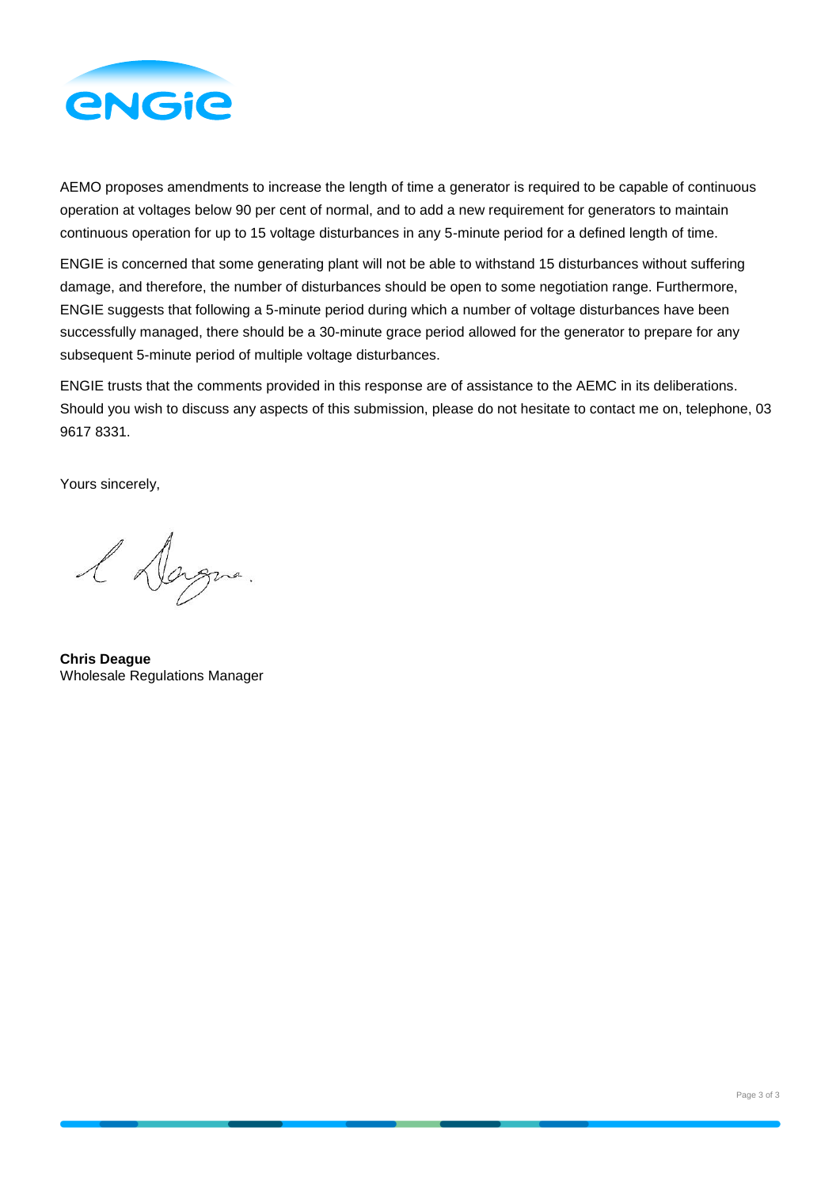AEMO proposes amendments to increase the length of time a generator is required to be capable of continuous operation at voltages below 90 per cent of normal, and to add a new requirement for generators to maintain continuous operation for up to 15 voltage disturbances in any 5-minute period for a defined length of time.

ENGIE is concerned that some generating plant will not be able to withstand 15 disturbances without suffering damage, and therefore, the number of disturbances should be open to some negotiation range. Furthermore, ENGIE suggests that following a 5-minute period during which a number of voltage disturbances have been successfully managed, there should be a 30-minute grace period allowed for the generator to prepare for any subsequent 5-minute period of multiple voltage disturbances.

ENGIE trusts that the comments provided in this response are of assistance to the AEMC in its deliberations. Should you wish to discuss any aspects of this submission, please do not hesitate to contact me on, telephone, 03 9617 8331.

Yours sincerely,

**Chris Deague**
Wholesale Regulations Manager